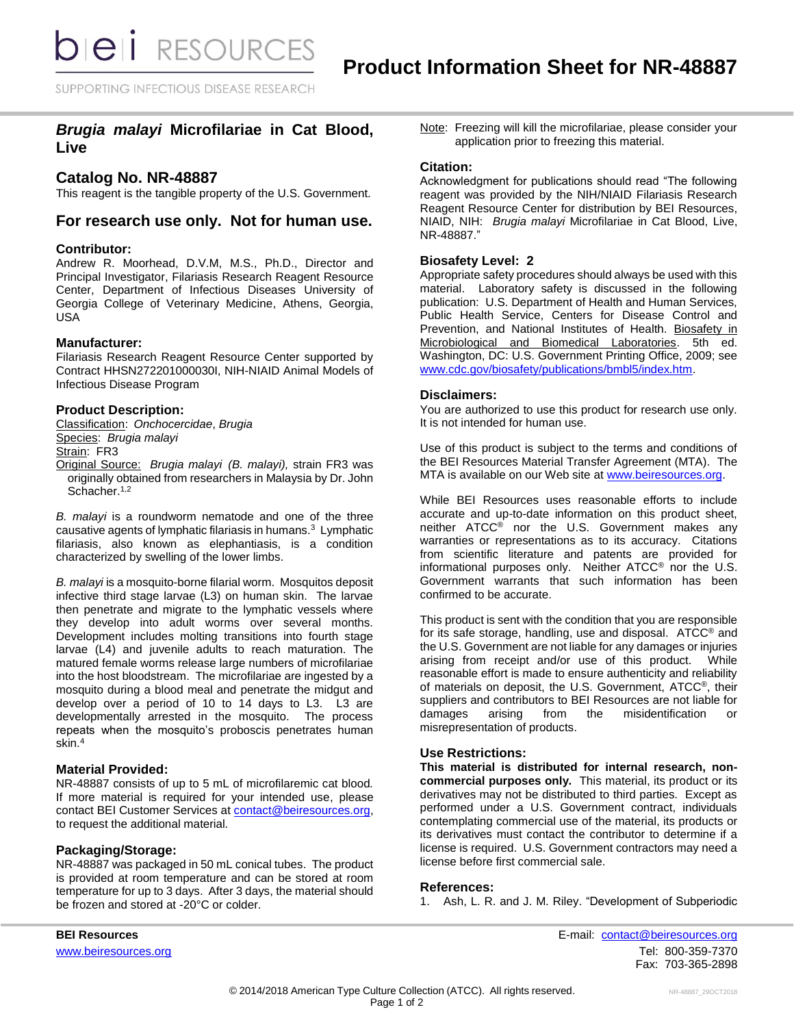# Product Information Sheet for NR-48887

## *Brugia malayi* Microfilariae in Cat Blood, Live

## Catalog No. NR-48887

This reagent is the tangible property of the U.S. Government.

## For research use only. Not for human use.

### Contributor:

Andrew R. Moorhead, D.V.M, M.S., Ph.D., Director and Principal Investigator, Filariasis Research Reagent Resource Center, Department of Infectious Diseases University of Georgia College of Veterinary Medicine, Athens, Georgia, USA

### Manufacturer:

Filariasis Research Reagent Resource Center supported by Contract HHSN272201000030I, NIH-NIAID Animal Models of Infectious Disease Program

### Product Description:

Classification: *Onchocercidae*, *Brugia*
Species: *Brugia malayi*
Strain: FR3
Original Source: *Brugia malayi (B. malayi),* strain FR3 was originally obtained from researchers in Malaysia by Dr. John Schacher.[1,2]

*B. malayi* is a roundworm nematode and one of the three causative agents of lymphatic filariasis in humans.[3] Lymphatic filariasis, also known as elephantiasis, is a condition characterized by swelling of the lower limbs.

*B. malayi* is a mosquito-borne filarial worm. Mosquitos deposit infective third stage larvae (L3) on human skin. The larvae then penetrate and migrate to the lymphatic vessels where they develop into adult worms over several months. Development includes molting transitions into fourth stage larvae (L4) and juvenile adults to reach maturation. The matured female worms release large numbers of microfilariae into the host bloodstream. The microfilariae are ingested by a mosquito during a blood meal and penetrate the midgut and develop over a period of 10 to 14 days to L3. L3 are developmentally arrested in the mosquito. The process repeats when the mosquito's proboscis penetrates human skin.[4]

### Material Provided:

NR-48887 consists of up to 5 mL of microfilaremic cat blood. If more material is required for your intended use, please contact BEI Customer Services at contact@beiresources.org, to request the additional material.

### Packaging/Storage:

NR-48887 was packaged in 50 mL conical tubes. The product is provided at room temperature and can be stored at room temperature for up to 3 days. After 3 days, the material should be frozen and stored at -20°C or colder.

Note: Freezing will kill the microfilariae, please consider your application prior to freezing this material.

### Citation:

Acknowledgment for publications should read "The following reagent was provided by the NIH/NIAID Filariasis Research Reagent Resource Center for distribution by BEI Resources, NIAID, NIH: *Brugia malayi* Microfilariae in Cat Blood, Live, NR-48887."

### Biosafety Level: 2

Appropriate safety procedures should always be used with this material. Laboratory safety is discussed in the following publication: U.S. Department of Health and Human Services, Public Health Service, Centers for Disease Control and Prevention, and National Institutes of Health. Biosafety in Microbiological and Biomedical Laboratories. 5th ed. Washington, DC: U.S. Government Printing Office, 2009; see www.cdc.gov/biosafety/publications/bmbl5/index.htm.

### Disclaimers:

You are authorized to use this product for research use only. It is not intended for human use.

Use of this product is subject to the terms and conditions of the BEI Resources Material Transfer Agreement (MTA). The MTA is available on our Web site at www.beiresources.org.

While BEI Resources uses reasonable efforts to include accurate and up-to-date information on this product sheet, neither ATCC® nor the U.S. Government makes any warranties or representations as to its accuracy. Citations from scientific literature and patents are provided for informational purposes only. Neither ATCC® nor the U.S. Government warrants that such information has been confirmed to be accurate.

This product is sent with the condition that you are responsible for its safe storage, handling, use and disposal. ATCC® and the U.S. Government are not liable for any damages or injuries arising from receipt and/or use of this product. While reasonable effort is made to ensure authenticity and reliability of materials on deposit, the U.S. Government, ATCC®, their suppliers and contributors to BEI Resources are not liable for damages arising from the misidentification or misrepresentation of products.

### Use Restrictions:

**This material is distributed for internal research, non-commercial purposes only.** This material, its product or its derivatives may not be distributed to third parties. Except as performed under a U.S. Government contract, individuals contemplating commercial use of the material, its products or its derivatives must contact the contributor to determine if a license is required. U.S. Government contractors may need a license before first commercial sale.

### References:

1. Ash, L. R. and J. M. Riley. "Development of Subperiodic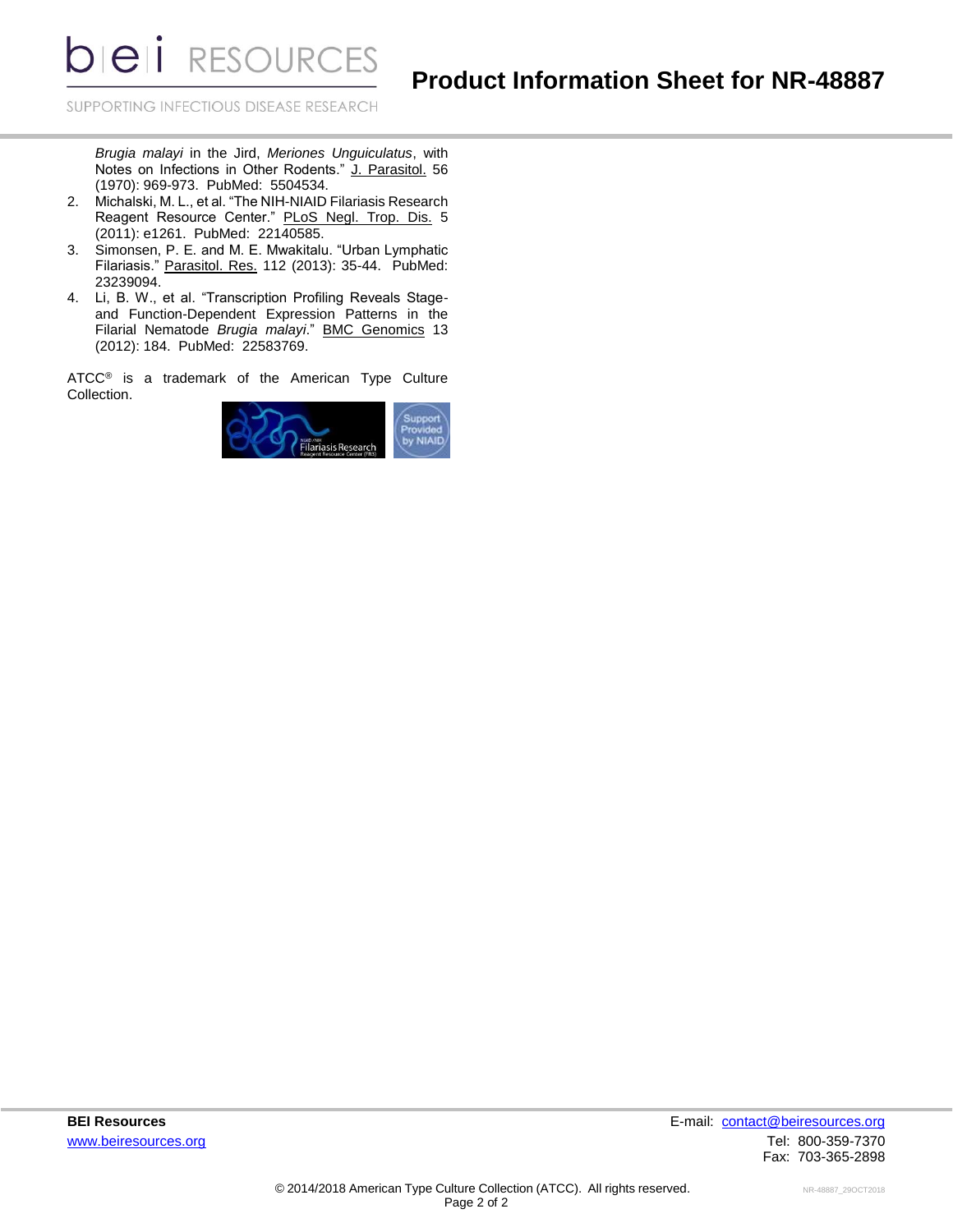*Brugia malayi* in the Jird, *Meriones Unguiculatus*, with Notes on Infections in Other Rodents." J. Parasitol. 56 (1970): 969-973. PubMed: 5504534.

2. Michalski, M. L., et al. "The NIH-NIAID Filariasis Research Reagent Resource Center." PLoS Negl. Trop. Dis. 5 (2011): e1261. PubMed: 22140585.
3. Simonsen, P. E. and M. E. Mwakitalu. "Urban Lymphatic Filariasis." Parasitol. Res. 112 (2013): 35-44. PubMed: 23239094.
4. Li, B. W., et al. "Transcription Profiling Reveals Stage- and Function-Dependent Expression Patterns in the Filarial Nematode *Brugia malayi*." BMC Genomics 13 (2012): 184. PubMed: 22583769.

ATCC® is a trademark of the American Type Culture Collection.

**BEI Resources**
www.beiresources.org

E-mail: contact@beiresources.org
Tel: 800-359-7370
Fax: 703-365-2898

© 2014/2018 American Type Culture Collection (ATCC). All rights reserved.

NR-48887_29OCT2018